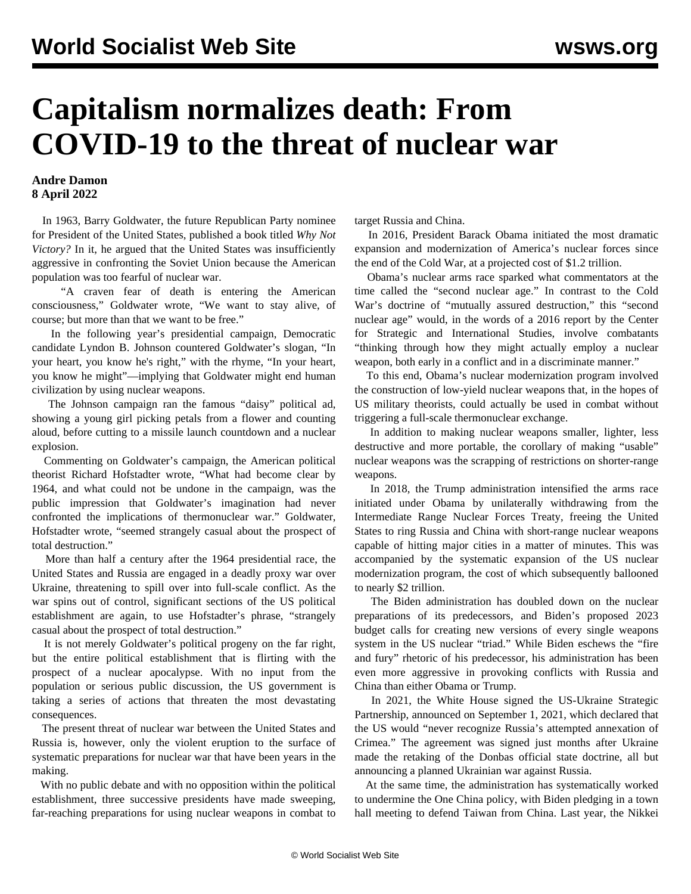# Capitalism normalizes death: From COVID-19 to the threat of nuclear war

**Andre Damon**
**8 April 2022**

In 1963, Barry Goldwater, the future Republican Party nominee for President of the United States, published a book titled *Why Not Victory?* In it, he argued that the United States was insufficiently aggressive in confronting the Soviet Union because the American population was too fearful of nuclear war.

"A craven fear of death is entering the American consciousness," Goldwater wrote, "We want to stay alive, of course; but more than that we want to be free."

In the following year's presidential campaign, Democratic candidate Lyndon B. Johnson countered Goldwater's slogan, "In your heart, you know he's right," with the rhyme, "In your heart, you know he might"—implying that Goldwater might end human civilization by using nuclear weapons.

The Johnson campaign ran the famous "daisy" political ad, showing a young girl picking petals from a flower and counting aloud, before cutting to a missile launch countdown and a nuclear explosion.

Commenting on Goldwater's campaign, the American political theorist Richard Hofstadter wrote, "What had become clear by 1964, and what could not be undone in the campaign, was the public impression that Goldwater's imagination had never confronted the implications of thermonuclear war." Goldwater, Hofstadter wrote, "seemed strangely casual about the prospect of total destruction."

More than half a century after the 1964 presidential race, the United States and Russia are engaged in a deadly proxy war over Ukraine, threatening to spill over into full-scale conflict. As the war spins out of control, significant sections of the US political establishment are again, to use Hofstadter's phrase, "strangely casual about the prospect of total destruction."

It is not merely Goldwater's political progeny on the far right, but the entire political establishment that is flirting with the prospect of a nuclear apocalypse. With no input from the population or serious public discussion, the US government is taking a series of actions that threaten the most devastating consequences.

The present threat of nuclear war between the United States and Russia is, however, only the violent eruption to the surface of systematic preparations for nuclear war that have been years in the making.

With no public debate and with no opposition within the political establishment, three successive presidents have made sweeping, far-reaching preparations for using nuclear weapons in combat to target Russia and China.

In 2016, President Barack Obama initiated the most dramatic expansion and modernization of America's nuclear forces since the end of the Cold War, at a projected cost of $1.2 trillion.

Obama's nuclear arms race sparked what commentators at the time called the "second nuclear age." In contrast to the Cold War's doctrine of "mutually assured destruction," this "second nuclear age" would, in the words of a 2016 report by the Center for Strategic and International Studies, involve combatants "thinking through how they might actually employ a nuclear weapon, both early in a conflict and in a discriminate manner."

To this end, Obama's nuclear modernization program involved the construction of low-yield nuclear weapons that, in the hopes of US military theorists, could actually be used in combat without triggering a full-scale thermonuclear exchange.

In addition to making nuclear weapons smaller, lighter, less destructive and more portable, the corollary of making "usable" nuclear weapons was the scrapping of restrictions on shorter-range weapons.

In 2018, the Trump administration intensified the arms race initiated under Obama by unilaterally withdrawing from the Intermediate Range Nuclear Forces Treaty, freeing the United States to ring Russia and China with short-range nuclear weapons capable of hitting major cities in a matter of minutes. This was accompanied by the systematic expansion of the US nuclear modernization program, the cost of which subsequently ballooned to nearly $2 trillion.

The Biden administration has doubled down on the nuclear preparations of its predecessors, and Biden's proposed 2023 budget calls for creating new versions of every single weapons system in the US nuclear "triad." While Biden eschews the "fire and fury" rhetoric of his predecessor, his administration has been even more aggressive in provoking conflicts with Russia and China than either Obama or Trump.

In 2021, the White House signed the US-Ukraine Strategic Partnership, announced on September 1, 2021, which declared that the US would "never recognize Russia's attempted annexation of Crimea." The agreement was signed just months after Ukraine made the retaking of the Donbas official state doctrine, all but announcing a planned Ukrainian war against Russia.

At the same time, the administration has systematically worked to undermine the One China policy, with Biden pledging in a town hall meeting to defend Taiwan from China. Last year, the Nikkei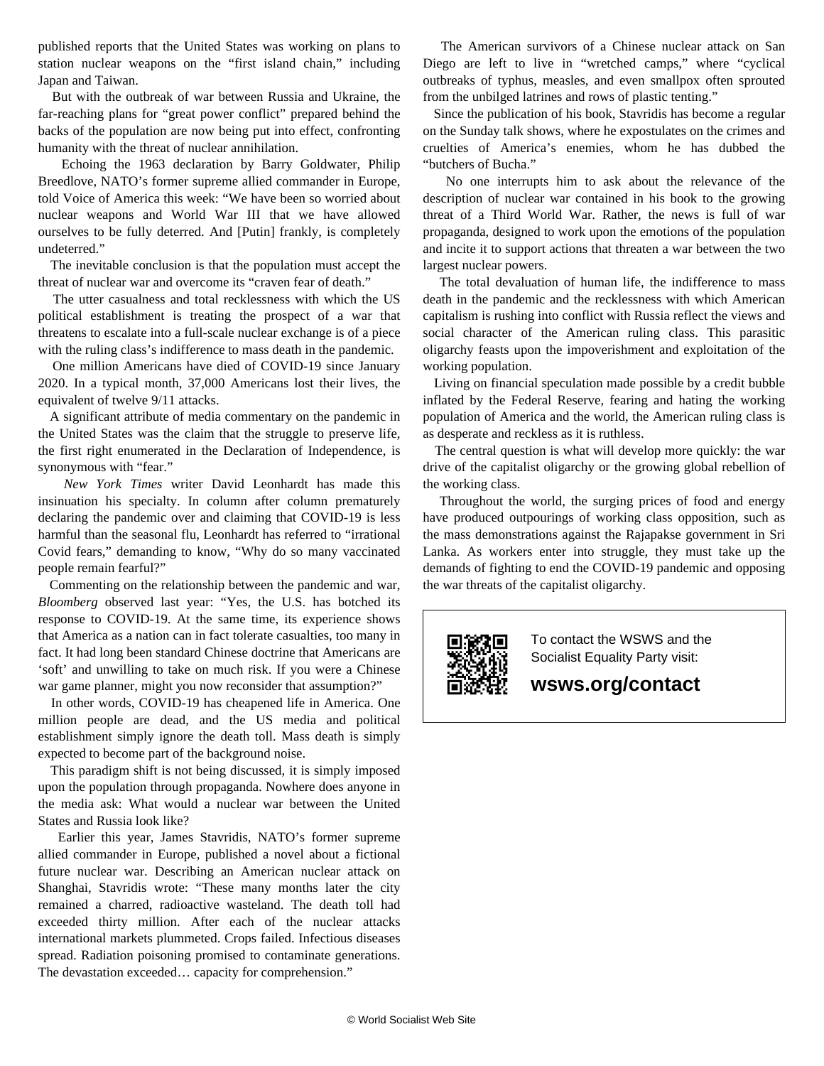published reports that the United States was working on plans to station nuclear weapons on the "first island chain," including Japan and Taiwan.

But with the outbreak of war between Russia and Ukraine, the far-reaching plans for "great power conflict" prepared behind the backs of the population are now being put into effect, confronting humanity with the threat of nuclear annihilation.

Echoing the 1963 declaration by Barry Goldwater, Philip Breedlove, NATO's former supreme allied commander in Europe, told Voice of America this week: "We have been so worried about nuclear weapons and World War III that we have allowed ourselves to be fully deterred. And [Putin] frankly, is completely undeterred."

The inevitable conclusion is that the population must accept the threat of nuclear war and overcome its "craven fear of death."

The utter casualness and total recklessness with which the US political establishment is treating the prospect of a war that threatens to escalate into a full-scale nuclear exchange is of a piece with the ruling class's indifference to mass death in the pandemic.

One million Americans have died of COVID-19 since January 2020. In a typical month, 37,000 Americans lost their lives, the equivalent of twelve 9/11 attacks.

A significant attribute of media commentary on the pandemic in the United States was the claim that the struggle to preserve life, the first right enumerated in the Declaration of Independence, is synonymous with "fear."

*New York Times* writer David Leonhardt has made this insinuation his specialty. In column after column prematurely declaring the pandemic over and claiming that COVID-19 is less harmful than the seasonal flu, Leonhardt has referred to "irrational Covid fears," demanding to know, "Why do so many vaccinated people remain fearful?"

Commenting on the relationship between the pandemic and war, *Bloomberg* observed last year: "Yes, the U.S. has botched its response to COVID-19. At the same time, its experience shows that America as a nation can in fact tolerate casualties, too many in fact. It had long been standard Chinese doctrine that Americans are 'soft' and unwilling to take on much risk. If you were a Chinese war game planner, might you now reconsider that assumption?"

In other words, COVID-19 has cheapened life in America. One million people are dead, and the US media and political establishment simply ignore the death toll. Mass death is simply expected to become part of the background noise.

This paradigm shift is not being discussed, it is simply imposed upon the population through propaganda. Nowhere does anyone in the media ask: What would a nuclear war between the United States and Russia look like?

Earlier this year, James Stavridis, NATO's former supreme allied commander in Europe, published a novel about a fictional future nuclear war. Describing an American nuclear attack on Shanghai, Stavridis wrote: "These many months later the city remained a charred, radioactive wasteland. The death toll had exceeded thirty million. After each of the nuclear attacks international markets plummeted. Crops failed. Infectious diseases spread. Radiation poisoning promised to contaminate generations. The devastation exceeded… capacity for comprehension."

The American survivors of a Chinese nuclear attack on San Diego are left to live in "wretched camps," where "cyclical outbreaks of typhus, measles, and even smallpox often sprouted from the unbilged latrines and rows of plastic tenting."

Since the publication of his book, Stavridis has become a regular on the Sunday talk shows, where he expostulates on the crimes and cruelties of America's enemies, whom he has dubbed the "butchers of Bucha."

No one interrupts him to ask about the relevance of the description of nuclear war contained in his book to the growing threat of a Third World War. Rather, the news is full of war propaganda, designed to work upon the emotions of the population and incite it to support actions that threaten a war between the two largest nuclear powers.

The total devaluation of human life, the indifference to mass death in the pandemic and the recklessness with which American capitalism is rushing into conflict with Russia reflect the views and social character of the American ruling class. This parasitic oligarchy feasts upon the impoverishment and exploitation of the working population.

Living on financial speculation made possible by a credit bubble inflated by the Federal Reserve, fearing and hating the working population of America and the world, the American ruling class is as desperate and reckless as it is ruthless.

The central question is what will develop more quickly: the war drive of the capitalist oligarchy or the growing global rebellion of the working class.

Throughout the world, the surging prices of food and energy have produced outpourings of working class opposition, such as the mass demonstrations against the Rajapakse government in Sri Lanka. As workers enter into struggle, they must take up the demands of fighting to end the COVID-19 pandemic and opposing the war threats of the capitalist oligarchy.

To contact the WSWS and the Socialist Equality Party visit:

**wsws.org/contact**